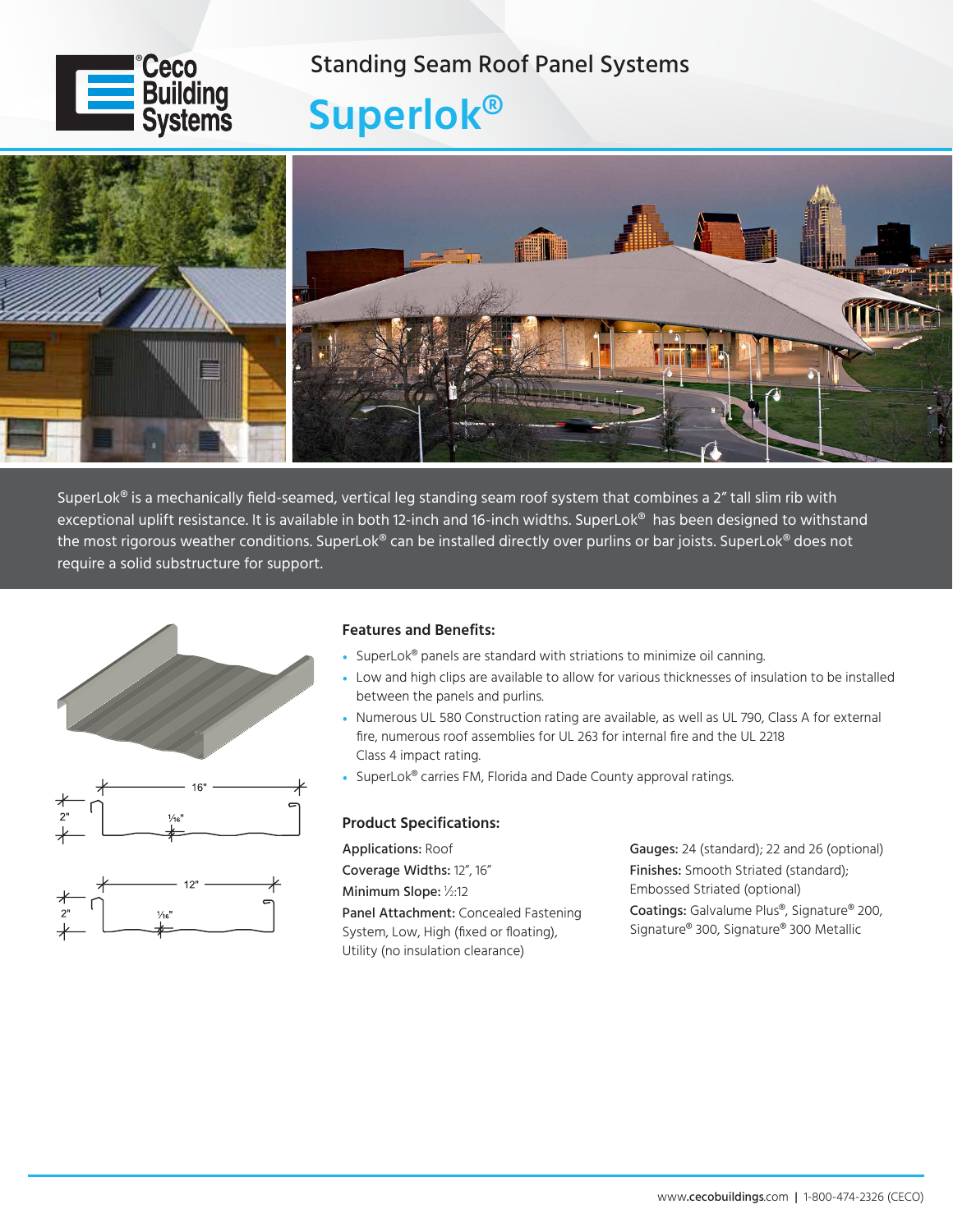Ceco Building Systems

# Standing Seam Roof Panel Systems

# Superlok®

SuperLok® is a mechanically field-seamed, vertical leg standing seam roof system that combines a 2″ tall slim rib with exceptional uplift resistance. It is available in both 12-inch and 16-inch widths. SuperLok® has been designed to withstand the most rigorous weather conditions. SuperLok® can be installed directly over purlins or bar joists. SuperLok® does not require a solid substructure for support.

16"
2"
1⁄16"

12"
2"
1⁄16"

## Features and Benefits:

- SuperLok® panels are standard with striations to minimize oil canning.
- Low and high clips are available to allow for various thicknesses of insulation to be installed between the panels and purlins.
- Numerous UL 580 Construction rating are available, as well as UL 790, Class A for external fire, numerous roof assemblies for UL 263 for internal fire and the UL 2218 Class 4 impact rating.
- SuperLok® carries FM, Florida and Dade County approval ratings.

## Product Specifications:

**Applications:** Roof
**Coverage Widths:** 12″, 16″
**Minimum Slope:** ½:12
**Panel Attachment:** Concealed Fastening System, Low, High (fixed or floating), Utility (no insulation clearance)

**Gauges:** 24 (standard); 22 and 26 (optional)
**Finishes:** Smooth Striated (standard); Embossed Striated (optional)
**Coatings:** Galvalume Plus®, Signature® 200, Signature® 300, Signature® 300 Metallic

www.cecobuildings.com | 1-800-474-2326 (CECO)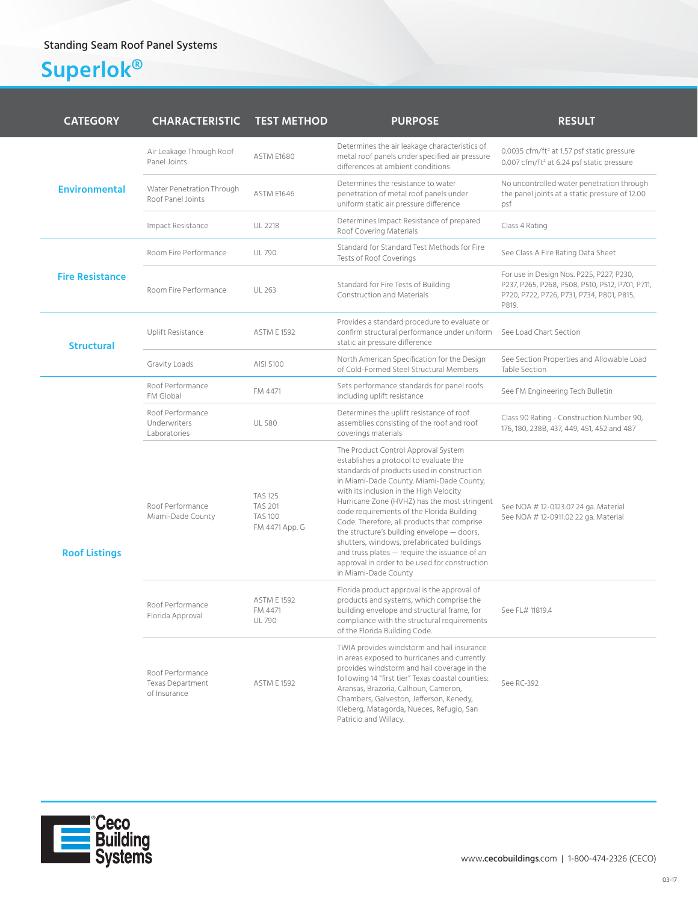Standing Seam Roof Panel Systems

# Superlok®

| CATEGORY | CHARACTERISTIC | TEST METHOD | PURPOSE | RESULT |
|---|---|---|---|---|
| Environmental | Air Leakage Through Roof Panel Joints | ASTM E1680 | Determines the air leakage characteristics of metal roof panels under specified air pressure differences at ambient conditions | 0.0035 cfm/ft² at 1.57 psf static pressure 0.007 cfm/ft² at 6.24 psf static pressure |
| | Water Penetration Through Roof Panel Joints | ASTM E1646 | Determines the resistance to water penetration of metal roof panels under uniform static air pressure difference | No uncontrolled water penetration through the panel joints at a static pressure of 12.00 psf |
| | Impact Resistance | UL 2218 | Determines Impact Resistance of prepared Roof Covering Materials | Class 4 Rating |
| Fire Resistance | Room Fire Performance | UL 790 | Standard for Standard Test Methods for Fire Tests of Roof Coverings | See Class A Fire Rating Data Sheet |
| | Room Fire Performance | UL 263 | Standard for Fire Tests of Building Construction and Materials | For use in Design Nos. P225, P227, P230, P237, P265, P268, P508, P510, P512, P701, P711, P720, P722, P726, P731, P734, P801, P815, P819. |
| Structural | Uplift Resistance | ASTM E 1592 | Provides a standard procedure to evaluate or confirm structural performance under uniform static air pressure difference | See Load Chart Section |
| | Gravity Loads | AISI S100 | North American Specification for the Design of Cold-Formed Steel Structural Members | See Section Properties and Allowable Load Table Section |
| Roof Listings | Roof Performance FM Global | FM 4471 | Sets performance standards for panel roofs including uplift resistance | See FM Engineering Tech Bulletin |
| | Roof Performance Underwriters Laboratories | UL 580 | Determines the uplift resistance of roof assemblies consisting of the roof and roof coverings materials | Class 90 Rating - Construction Number 90, 176, 180, 238B, 437, 449, 451, 452 and 487 |
| | Roof Performance Miami-Dade County | TAS 125 TAS 201 TAS 100 FM 4471 App. G | The Product Control Approval System establishes a protocol to evaluate the standards of products used in construction in Miami-Dade County. Miami-Dade County, with its inclusion in the High Velocity Hurricane Zone (HVHZ) has the most stringent code requirements of the Florida Building Code. Therefore, all products that comprise the structure's building envelope — doors, shutters, windows, prefabricated buildings and truss plates — require the issuance of an approval in order to be used for construction in Miami-Dade County | See NOA # 12-0123.07 24 ga. Material See NOA # 12-0911.02 22 ga. Material |
| | Roof Performance Florida Approval | ASTM E 1592 FM 4471 UL 790 | Florida product approval is the approval of products and systems, which comprise the building envelope and structural frame, for compliance with the structural requirements of the Florida Building Code. | See FL# 11819.4 |
| | Roof Performance Texas Department of Insurance | ASTM E 1592 | TWIA provides windstorm and hail insurance in areas exposed to hurricanes and currently provides windstorm and hail coverage in the following 14 "first tier" Texas coastal counties: Aransas, Brazoria, Calhoun, Cameron, Chambers, Galveston, Jefferson, Kenedy, Kleberg, Matagorda, Nueces, Refugio, San Patricio and Willacy. | See RC-392 |

Ceco Building Systems

www.cecobuildings.com | 1-800-474-2326 (CECO)

03-17